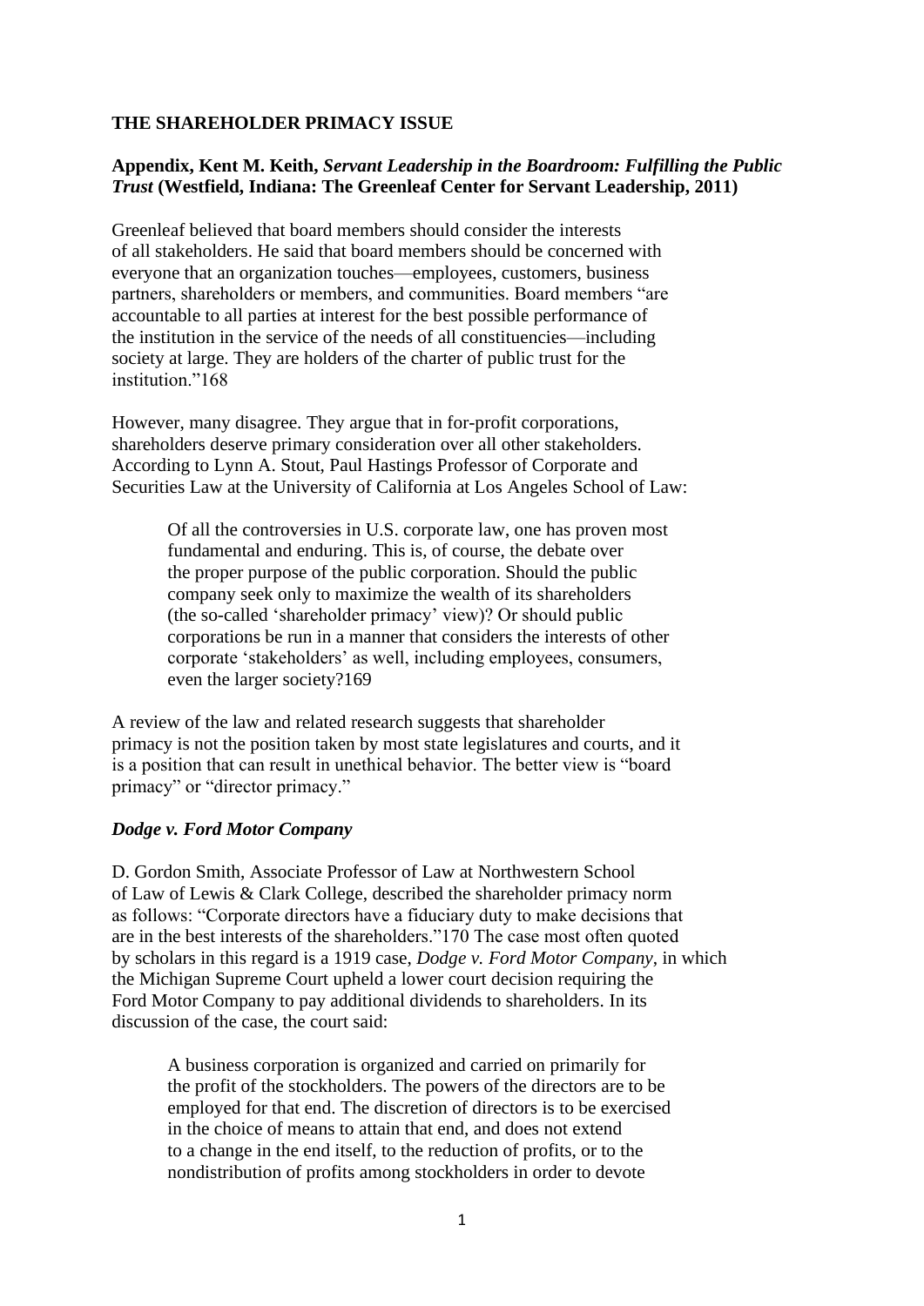**THE SHAREHOLDER PRIMACY ISSUE**

**Appendix, Kent M. Keith, *Servant Leadership in the Boardroom: Fulfilling the Public Trust* (Westfield, Indiana: The Greenleaf Center for Servant Leadership, 2011)**

Greenleaf believed that board members should consider the interests of all stakeholders. He said that board members should be concerned with everyone that an organization touches—employees, customers, business partners, shareholders or members, and communities. Board members "are accountable to all parties at interest for the best possible performance of the institution in the service of the needs of all constituencies—including society at large. They are holders of the charter of public trust for the institution."168

However, many disagree. They argue that in for-profit corporations, shareholders deserve primary consideration over all other stakeholders. According to Lynn A. Stout, Paul Hastings Professor of Corporate and Securities Law at the University of California at Los Angeles School of Law:

> Of all the controversies in U.S. corporate law, one has proven most fundamental and enduring. This is, of course, the debate over the proper purpose of the public corporation. Should the public company seek only to maximize the wealth of its shareholders (the so-called 'shareholder primacy' view)? Or should public corporations be run in a manner that considers the interests of other corporate 'stakeholders' as well, including employees, consumers, even the larger society?169

A review of the law and related research suggests that shareholder primacy is not the position taken by most state legislatures and courts, and it is a position that can result in unethical behavior. The better view is "board primacy" or "director primacy."

***Dodge v. Ford Motor Company***

D. Gordon Smith, Associate Professor of Law at Northwestern School of Law of Lewis & Clark College, described the shareholder primacy norm as follows: "Corporate directors have a fiduciary duty to make decisions that are in the best interests of the shareholders."170 The case most often quoted by scholars in this regard is a 1919 case, *Dodge v. Ford Motor Company*, in which the Michigan Supreme Court upheld a lower court decision requiring the Ford Motor Company to pay additional dividends to shareholders. In its discussion of the case, the court said:

> A business corporation is organized and carried on primarily for the profit of the stockholders. The powers of the directors are to be employed for that end. The discretion of directors is to be exercised in the choice of means to attain that end, and does not extend to a change in the end itself, to the reduction of profits, or to the nondistribution of profits among stockholders in order to devote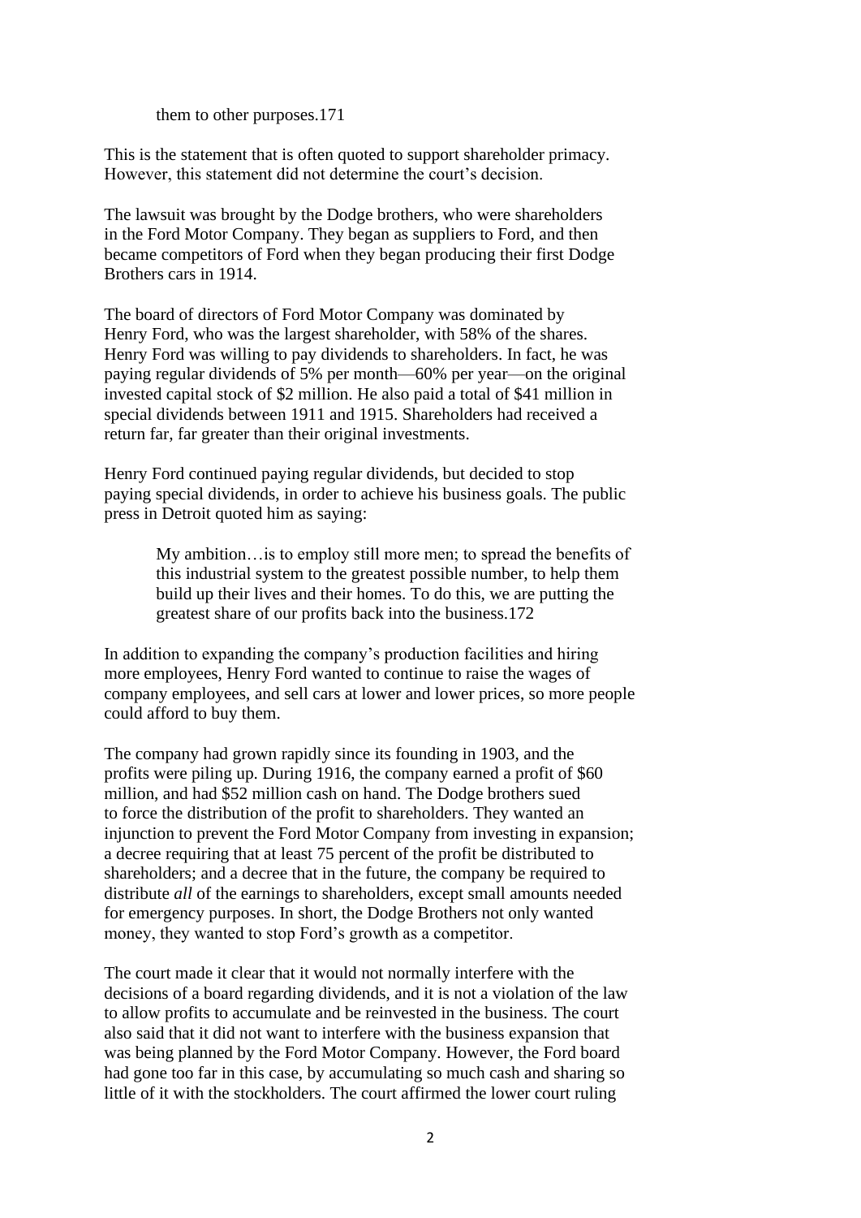> them to other purposes.[171]

This is the statement that is often quoted to support shareholder primacy. However, this statement did not determine the court's decision.

The lawsuit was brought by the Dodge brothers, who were shareholders in the Ford Motor Company. They began as suppliers to Ford, and then became competitors of Ford when they began producing their first Dodge Brothers cars in 1914.

The board of directors of Ford Motor Company was dominated by Henry Ford, who was the largest shareholder, with 58% of the shares. Henry Ford was willing to pay dividends to shareholders. In fact, he was paying regular dividends of 5% per month—60% per year—on the original invested capital stock of $2 million. He also paid a total of $41 million in special dividends between 1911 and 1915. Shareholders had received a return far, far greater than their original investments.

Henry Ford continued paying regular dividends, but decided to stop paying special dividends, in order to achieve his business goals. The public press in Detroit quoted him as saying:

> My ambition…is to employ still more men; to spread the benefits of this industrial system to the greatest possible number, to help them build up their lives and their homes. To do this, we are putting the greatest share of our profits back into the business.[172]

In addition to expanding the company's production facilities and hiring more employees, Henry Ford wanted to continue to raise the wages of company employees, and sell cars at lower and lower prices, so more people could afford to buy them.

The company had grown rapidly since its founding in 1903, and the profits were piling up. During 1916, the company earned a profit of $60 million, and had $52 million cash on hand. The Dodge brothers sued to force the distribution of the profit to shareholders. They wanted an injunction to prevent the Ford Motor Company from investing in expansion; a decree requiring that at least 75 percent of the profit be distributed to shareholders; and a decree that in the future, the company be required to distribute *all* of the earnings to shareholders, except small amounts needed for emergency purposes. In short, the Dodge Brothers not only wanted money, they wanted to stop Ford's growth as a competitor.

The court made it clear that it would not normally interfere with the decisions of a board regarding dividends, and it is not a violation of the law to allow profits to accumulate and be reinvested in the business. The court also said that it did not want to interfere with the business expansion that was being planned by the Ford Motor Company. However, the Ford board had gone too far in this case, by accumulating so much cash and sharing so little of it with the stockholders. The court affirmed the lower court ruling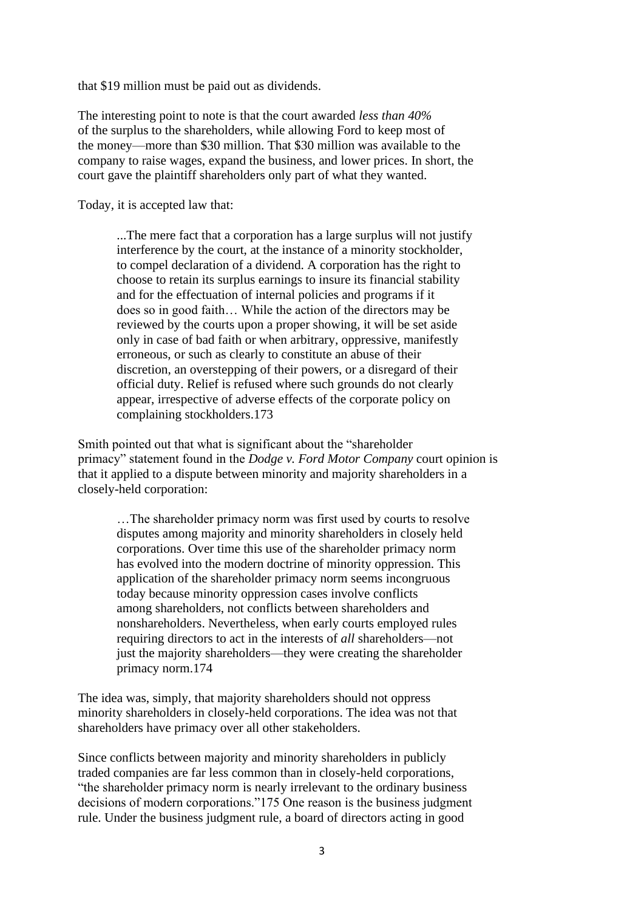that $19 million must be paid out as dividends.

The interesting point to note is that the court awarded *less than 40%* of the surplus to the shareholders, while allowing Ford to keep most of the money—more than $30 million. That $30 million was available to the company to raise wages, expand the business, and lower prices. In short, the court gave the plaintiff shareholders only part of what they wanted.

Today, it is accepted law that:

> ...The mere fact that a corporation has a large surplus will not justify interference by the court, at the instance of a minority stockholder, to compel declaration of a dividend. A corporation has the right to choose to retain its surplus earnings to insure its financial stability and for the effectuation of internal policies and programs if it does so in good faith… While the action of the directors may be reviewed by the courts upon a proper showing, it will be set aside only in case of bad faith or when arbitrary, oppressive, manifestly erroneous, or such as clearly to constitute an abuse of their discretion, an overstepping of their powers, or a disregard of their official duty. Relief is refused where such grounds do not clearly appear, irrespective of adverse effects of the corporate policy on complaining stockholders.173

Smith pointed out that what is significant about the "shareholder primacy" statement found in the *Dodge v. Ford Motor Company* court opinion is that it applied to a dispute between minority and majority shareholders in a closely-held corporation:

> …The shareholder primacy norm was first used by courts to resolve disputes among majority and minority shareholders in closely held corporations. Over time this use of the shareholder primacy norm has evolved into the modern doctrine of minority oppression. This application of the shareholder primacy norm seems incongruous today because minority oppression cases involve conflicts among shareholders, not conflicts between shareholders and nonshareholders. Nevertheless, when early courts employed rules requiring directors to act in the interests of *all* shareholders—not just the majority shareholders—they were creating the shareholder primacy norm.174

The idea was, simply, that majority shareholders should not oppress minority shareholders in closely-held corporations. The idea was not that shareholders have primacy over all other stakeholders.

Since conflicts between majority and minority shareholders in publicly traded companies are far less common than in closely-held corporations, "the shareholder primacy norm is nearly irrelevant to the ordinary business decisions of modern corporations."175 One reason is the business judgment rule. Under the business judgment rule, a board of directors acting in good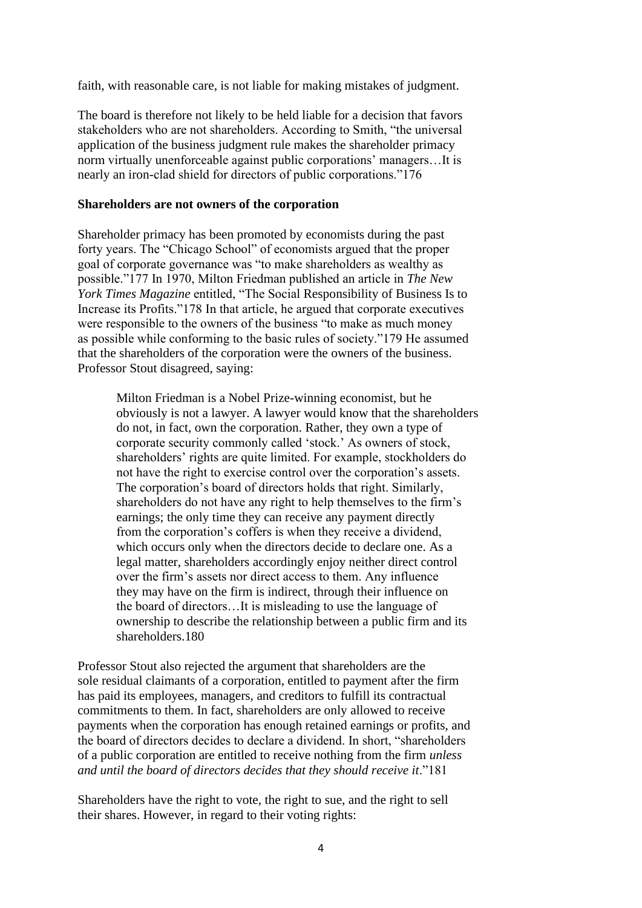faith, with reasonable care, is not liable for making mistakes of judgment.

The board is therefore not likely to be held liable for a decision that favors stakeholders who are not shareholders. According to Smith, "the universal application of the business judgment rule makes the shareholder primacy norm virtually unenforceable against public corporations' managers…It is nearly an iron-clad shield for directors of public corporations."176

**Shareholders are not owners of the corporation**

Shareholder primacy has been promoted by economists during the past forty years. The "Chicago School" of economists argued that the proper goal of corporate governance was "to make shareholders as wealthy as possible."177 In 1970, Milton Friedman published an article in *The New York Times Magazine* entitled, "The Social Responsibility of Business Is to Increase its Profits."178 In that article, he argued that corporate executives were responsible to the owners of the business "to make as much money as possible while conforming to the basic rules of society."179 He assumed that the shareholders of the corporation were the owners of the business. Professor Stout disagreed, saying:

> Milton Friedman is a Nobel Prize-winning economist, but he obviously is not a lawyer. A lawyer would know that the shareholders do not, in fact, own the corporation. Rather, they own a type of corporate security commonly called 'stock.' As owners of stock, shareholders' rights are quite limited. For example, stockholders do not have the right to exercise control over the corporation's assets. The corporation's board of directors holds that right. Similarly, shareholders do not have any right to help themselves to the firm's earnings; the only time they can receive any payment directly from the corporation's coffers is when they receive a dividend, which occurs only when the directors decide to declare one. As a legal matter, shareholders accordingly enjoy neither direct control over the firm's assets nor direct access to them. Any influence they may have on the firm is indirect, through their influence on the board of directors…It is misleading to use the language of ownership to describe the relationship between a public firm and its shareholders.180

Professor Stout also rejected the argument that shareholders are the sole residual claimants of a corporation, entitled to payment after the firm has paid its employees, managers, and creditors to fulfill its contractual commitments to them. In fact, shareholders are only allowed to receive payments when the corporation has enough retained earnings or profits, and the board of directors decides to declare a dividend. In short, "shareholders of a public corporation are entitled to receive nothing from the firm *unless and until the board of directors decides that they should receive it*."181

Shareholders have the right to vote, the right to sue, and the right to sell their shares. However, in regard to their voting rights: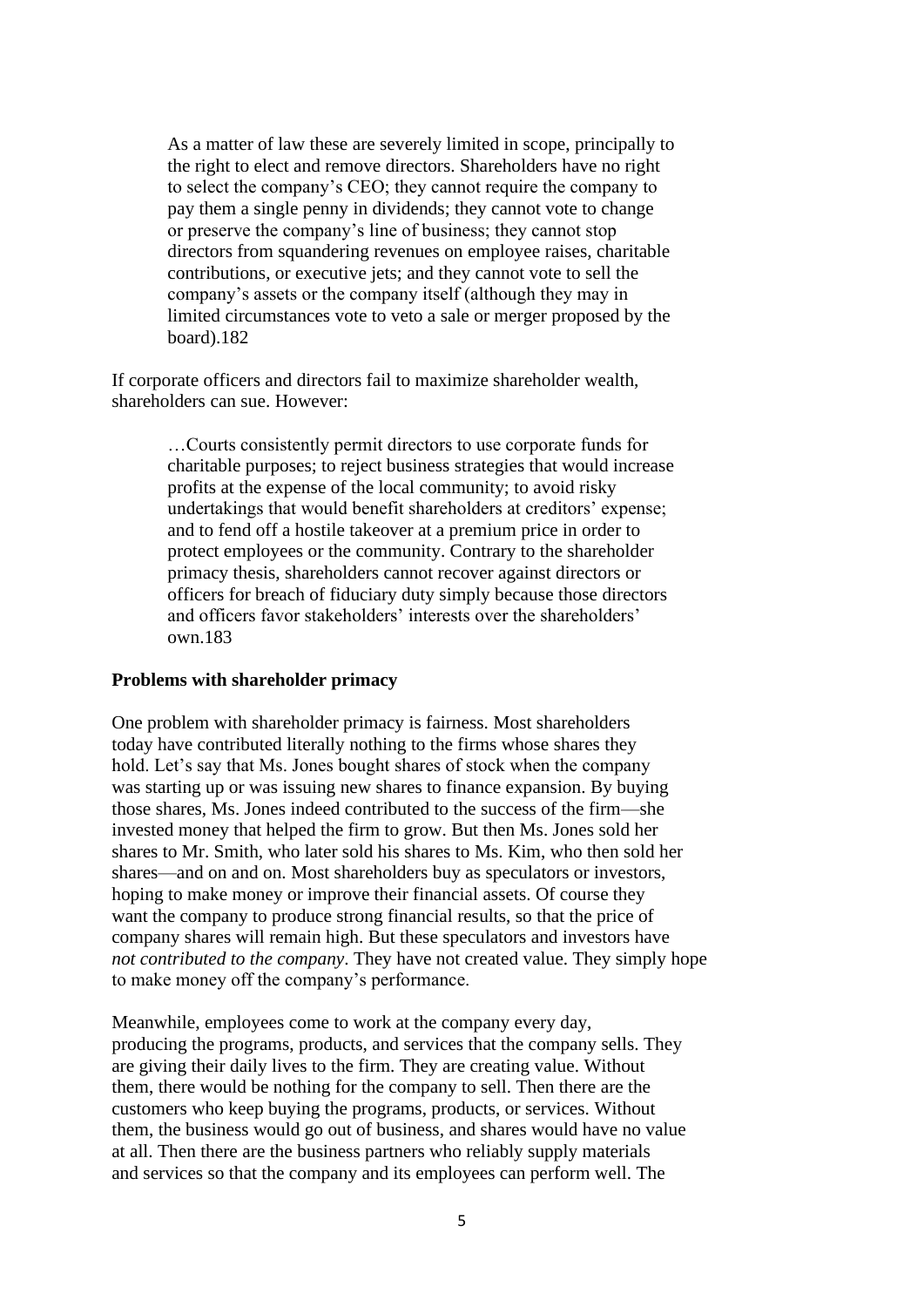> As a matter of law these are severely limited in scope, principally to the right to elect and remove directors. Shareholders have no right to select the company's CEO; they cannot require the company to pay them a single penny in dividends; they cannot vote to change or preserve the company's line of business; they cannot stop directors from squandering revenues on employee raises, charitable contributions, or executive jets; and they cannot vote to sell the company's assets or the company itself (although they may in limited circumstances vote to veto a sale or merger proposed by the board).[182]

If corporate officers and directors fail to maximize shareholder wealth, shareholders can sue. However:

> …Courts consistently permit directors to use corporate funds for charitable purposes; to reject business strategies that would increase profits at the expense of the local community; to avoid risky undertakings that would benefit shareholders at creditors' expense; and to fend off a hostile takeover at a premium price in order to protect employees or the community. Contrary to the shareholder primacy thesis, shareholders cannot recover against directors or officers for breach of fiduciary duty simply because those directors and officers favor stakeholders' interests over the shareholders' own.[183]

**Problems with shareholder primacy**

One problem with shareholder primacy is fairness. Most shareholders today have contributed literally nothing to the firms whose shares they hold. Let's say that Ms. Jones bought shares of stock when the company was starting up or was issuing new shares to finance expansion. By buying those shares, Ms. Jones indeed contributed to the success of the firm—she invested money that helped the firm to grow. But then Ms. Jones sold her shares to Mr. Smith, who later sold his shares to Ms. Kim, who then sold her shares—and on and on. Most shareholders buy as speculators or investors, hoping to make money or improve their financial assets. Of course they want the company to produce strong financial results, so that the price of company shares will remain high. But these speculators and investors have *not contributed to the company*. They have not created value. They simply hope to make money off the company's performance.

Meanwhile, employees come to work at the company every day, producing the programs, products, and services that the company sells. They are giving their daily lives to the firm. They are creating value. Without them, there would be nothing for the company to sell. Then there are the customers who keep buying the programs, products, or services. Without them, the business would go out of business, and shares would have no value at all. Then there are the business partners who reliably supply materials and services so that the company and its employees can perform well. The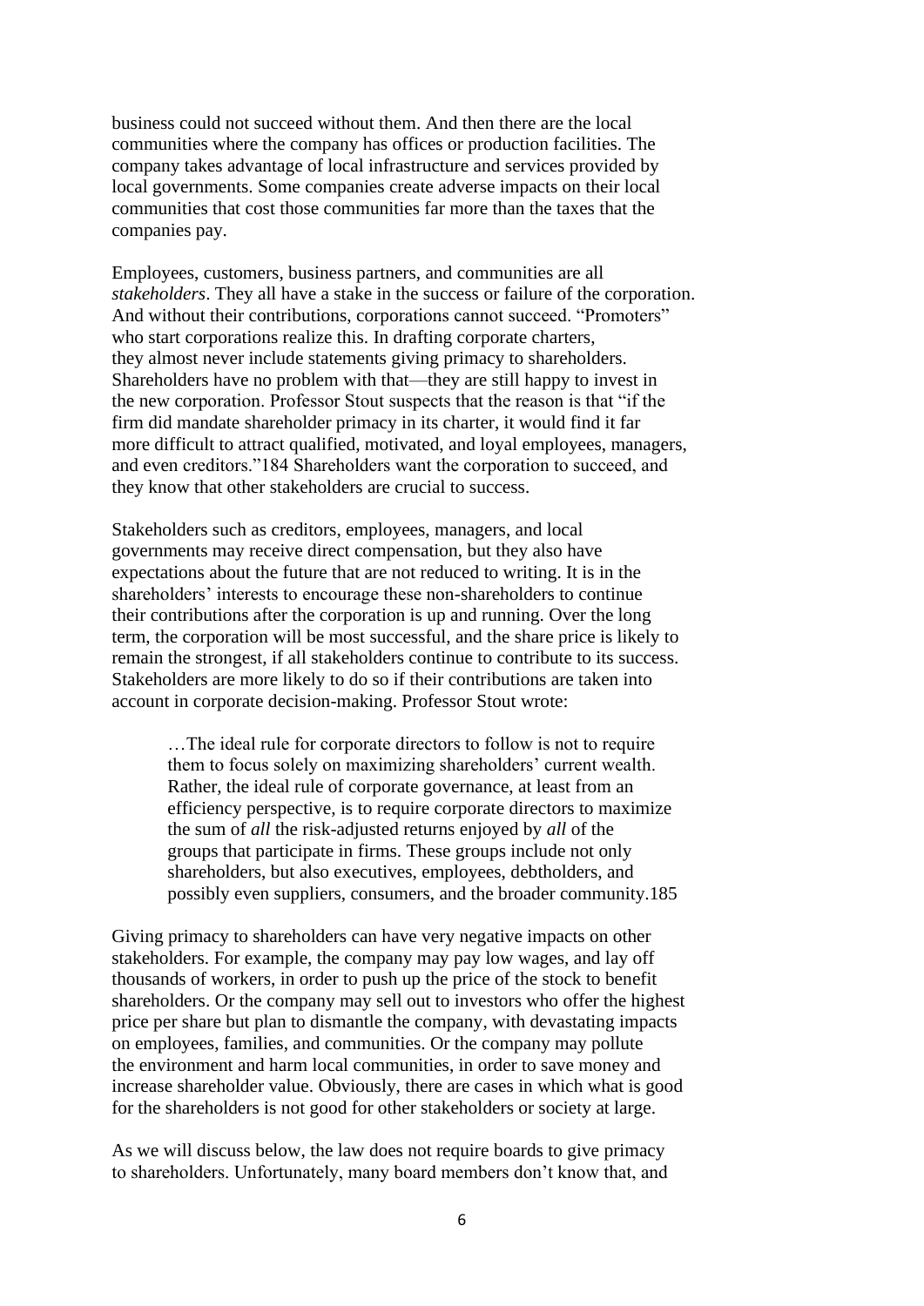business could not succeed without them. And then there are the local communities where the company has offices or production facilities. The company takes advantage of local infrastructure and services provided by local governments. Some companies create adverse impacts on their local communities that cost those communities far more than the taxes that the companies pay.

Employees, customers, business partners, and communities are all *stakeholders*. They all have a stake in the success or failure of the corporation. And without their contributions, corporations cannot succeed. "Promoters" who start corporations realize this. In drafting corporate charters, they almost never include statements giving primacy to shareholders. Shareholders have no problem with that—they are still happy to invest in the new corporation. Professor Stout suspects that the reason is that "if the firm did mandate shareholder primacy in its charter, it would find it far more difficult to attract qualified, motivated, and loyal employees, managers, and even creditors."[184] Shareholders want the corporation to succeed, and they know that other stakeholders are crucial to success.

Stakeholders such as creditors, employees, managers, and local governments may receive direct compensation, but they also have expectations about the future that are not reduced to writing. It is in the shareholders' interests to encourage these non-shareholders to continue their contributions after the corporation is up and running. Over the long term, the corporation will be most successful, and the share price is likely to remain the strongest, if all stakeholders continue to contribute to its success. Stakeholders are more likely to do so if their contributions are taken into account in corporate decision-making. Professor Stout wrote:

> …The ideal rule for corporate directors to follow is not to require them to focus solely on maximizing shareholders' current wealth. Rather, the ideal rule of corporate governance, at least from an efficiency perspective, is to require corporate directors to maximize the sum of *all* the risk-adjusted returns enjoyed by *all* of the groups that participate in firms. These groups include not only shareholders, but also executives, employees, debtholders, and possibly even suppliers, consumers, and the broader community.[185]

Giving primacy to shareholders can have very negative impacts on other stakeholders. For example, the company may pay low wages, and lay off thousands of workers, in order to push up the price of the stock to benefit shareholders. Or the company may sell out to investors who offer the highest price per share but plan to dismantle the company, with devastating impacts on employees, families, and communities. Or the company may pollute the environment and harm local communities, in order to save money and increase shareholder value. Obviously, there are cases in which what is good for the shareholders is not good for other stakeholders or society at large.

As we will discuss below, the law does not require boards to give primacy to shareholders. Unfortunately, many board members don't know that, and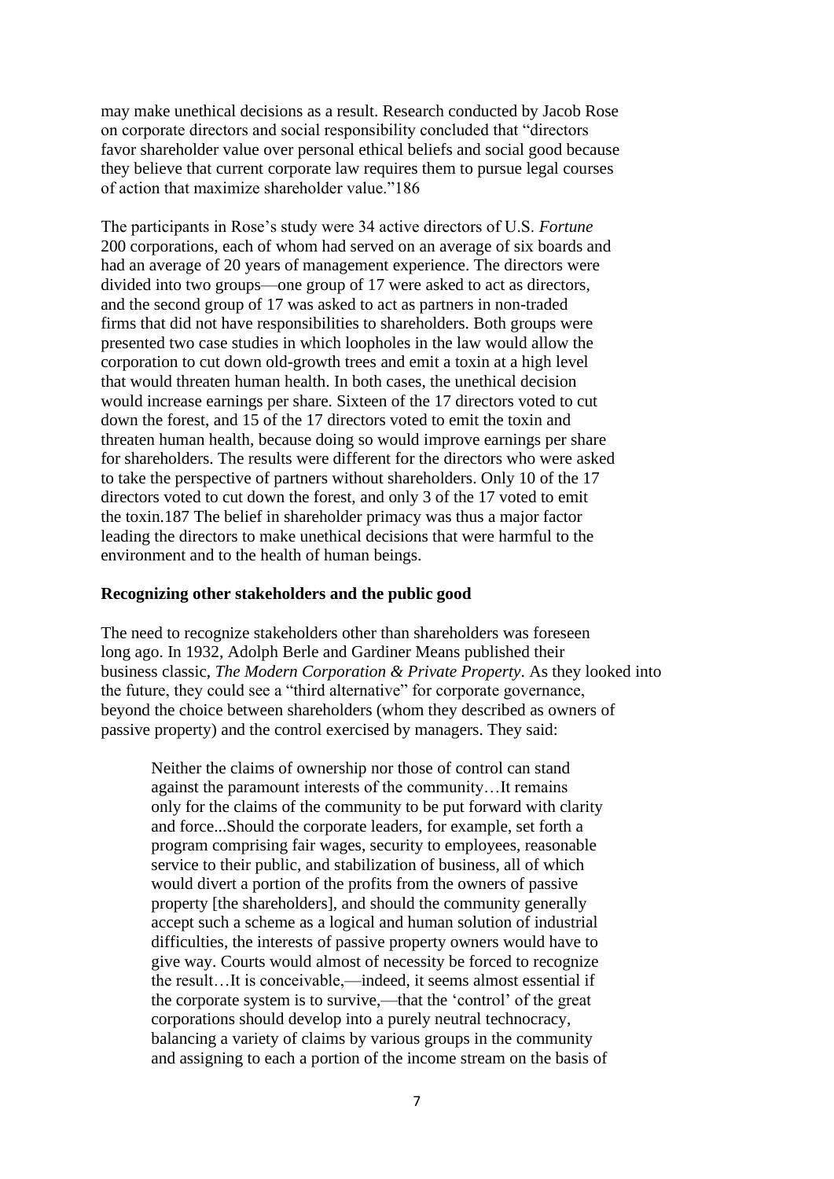may make unethical decisions as a result. Research conducted by Jacob Rose on corporate directors and social responsibility concluded that "directors favor shareholder value over personal ethical beliefs and social good because they believe that current corporate law requires them to pursue legal courses of action that maximize shareholder value."186

The participants in Rose's study were 34 active directors of U.S. *Fortune* 200 corporations, each of whom had served on an average of six boards and had an average of 20 years of management experience. The directors were divided into two groups—one group of 17 were asked to act as directors, and the second group of 17 was asked to act as partners in non-traded firms that did not have responsibilities to shareholders. Both groups were presented two case studies in which loopholes in the law would allow the corporation to cut down old-growth trees and emit a toxin at a high level that would threaten human health. In both cases, the unethical decision would increase earnings per share. Sixteen of the 17 directors voted to cut down the forest, and 15 of the 17 directors voted to emit the toxin and threaten human health, because doing so would improve earnings per share for shareholders. The results were different for the directors who were asked to take the perspective of partners without shareholders. Only 10 of the 17 directors voted to cut down the forest, and only 3 of the 17 voted to emit the toxin.187 The belief in shareholder primacy was thus a major factor leading the directors to make unethical decisions that were harmful to the environment and to the health of human beings.

**Recognizing other stakeholders and the public good**

The need to recognize stakeholders other than shareholders was foreseen long ago. In 1932, Adolph Berle and Gardiner Means published their business classic, *The Modern Corporation & Private Property*. As they looked into the future, they could see a "third alternative" for corporate governance, beyond the choice between shareholders (whom they described as owners of passive property) and the control exercised by managers. They said:

> Neither the claims of ownership nor those of control can stand against the paramount interests of the community…It remains only for the claims of the community to be put forward with clarity and force...Should the corporate leaders, for example, set forth a program comprising fair wages, security to employees, reasonable service to their public, and stabilization of business, all of which would divert a portion of the profits from the owners of passive property [the shareholders], and should the community generally accept such a scheme as a logical and human solution of industrial difficulties, the interests of passive property owners would have to give way. Courts would almost of necessity be forced to recognize the result…It is conceivable,—indeed, it seems almost essential if the corporate system is to survive,—that the 'control' of the great corporations should develop into a purely neutral technocracy, balancing a variety of claims by various groups in the community and assigning to each a portion of the income stream on the basis of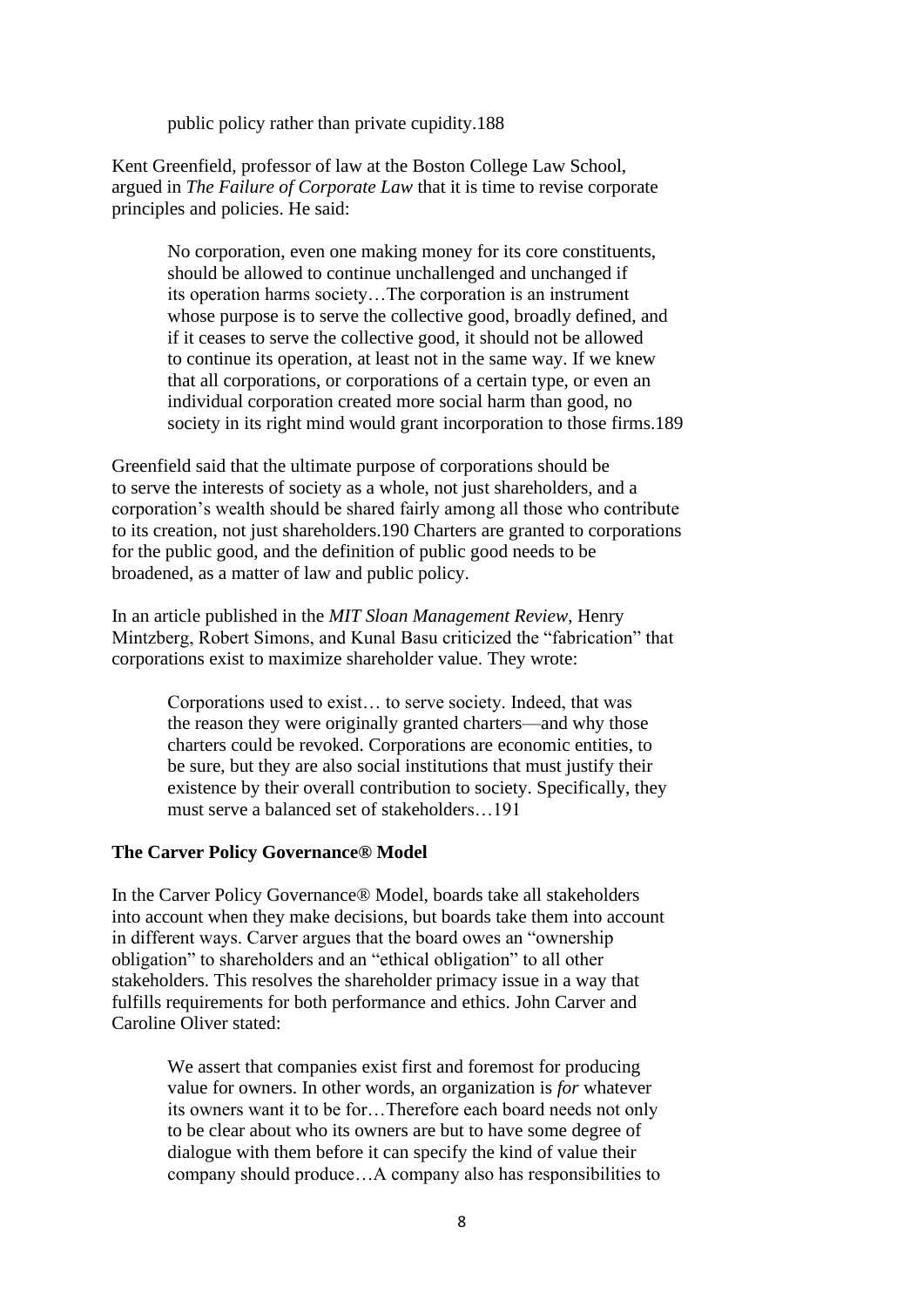> public policy rather than private cupidity.188

Kent Greenfield, professor of law at the Boston College Law School, argued in *The Failure of Corporate Law* that it is time to revise corporate principles and policies. He said:

> No corporation, even one making money for its core constituents, should be allowed to continue unchallenged and unchanged if its operation harms society…The corporation is an instrument whose purpose is to serve the collective good, broadly defined, and if it ceases to serve the collective good, it should not be allowed to continue its operation, at least not in the same way. If we knew that all corporations, or corporations of a certain type, or even an individual corporation created more social harm than good, no society in its right mind would grant incorporation to those firms.189

Greenfield said that the ultimate purpose of corporations should be to serve the interests of society as a whole, not just shareholders, and a corporation's wealth should be shared fairly among all those who contribute to its creation, not just shareholders.190 Charters are granted to corporations for the public good, and the definition of public good needs to be broadened, as a matter of law and public policy.

In an article published in the *MIT Sloan Management Review*, Henry Mintzberg, Robert Simons, and Kunal Basu criticized the "fabrication" that corporations exist to maximize shareholder value. They wrote:

> Corporations used to exist… to serve society. Indeed, that was the reason they were originally granted charters—and why those charters could be revoked. Corporations are economic entities, to be sure, but they are also social institutions that must justify their existence by their overall contribution to society. Specifically, they must serve a balanced set of stakeholders…191

**The Carver Policy Governance® Model**

In the Carver Policy Governance® Model, boards take all stakeholders into account when they make decisions, but boards take them into account in different ways. Carver argues that the board owes an "ownership obligation" to shareholders and an "ethical obligation" to all other stakeholders. This resolves the shareholder primacy issue in a way that fulfills requirements for both performance and ethics. John Carver and Caroline Oliver stated:

> We assert that companies exist first and foremost for producing value for owners. In other words, an organization is *for* whatever its owners want it to be for…Therefore each board needs not only to be clear about who its owners are but to have some degree of dialogue with them before it can specify the kind of value their company should produce…A company also has responsibilities to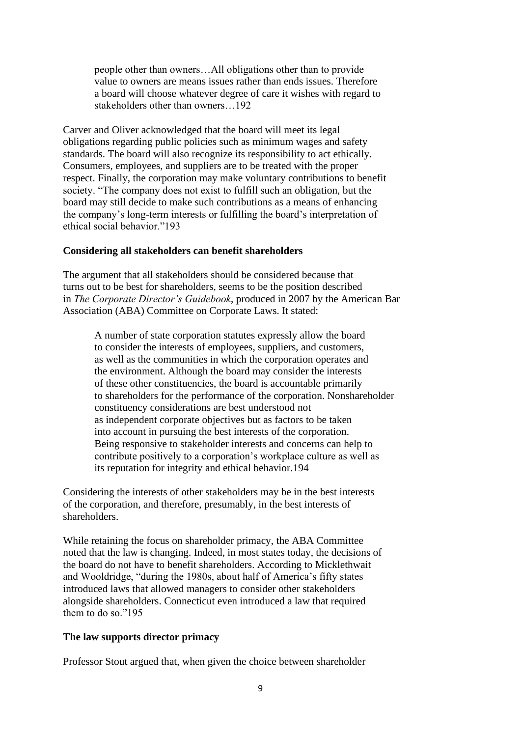> people other than owners…All obligations other than to provide value to owners are means issues rather than ends issues. Therefore a board will choose whatever degree of care it wishes with regard to stakeholders other than owners…192

Carver and Oliver acknowledged that the board will meet its legal obligations regarding public policies such as minimum wages and safety standards. The board will also recognize its responsibility to act ethically. Consumers, employees, and suppliers are to be treated with the proper respect. Finally, the corporation may make voluntary contributions to benefit society. "The company does not exist to fulfill such an obligation, but the board may still decide to make such contributions as a means of enhancing the company's long-term interests or fulfilling the board's interpretation of ethical social behavior."193

**Considering all stakeholders can benefit shareholders**

The argument that all stakeholders should be considered because that turns out to be best for shareholders, seems to be the position described in *The Corporate Director's Guidebook*, produced in 2007 by the American Bar Association (ABA) Committee on Corporate Laws. It stated:

> A number of state corporation statutes expressly allow the board to consider the interests of employees, suppliers, and customers, as well as the communities in which the corporation operates and the environment. Although the board may consider the interests of these other constituencies, the board is accountable primarily to shareholders for the performance of the corporation. Nonshareholder constituency considerations are best understood not as independent corporate objectives but as factors to be taken into account in pursuing the best interests of the corporation. Being responsive to stakeholder interests and concerns can help to contribute positively to a corporation's workplace culture as well as its reputation for integrity and ethical behavior.194

Considering the interests of other stakeholders may be in the best interests of the corporation, and therefore, presumably, in the best interests of shareholders.

While retaining the focus on shareholder primacy, the ABA Committee noted that the law is changing. Indeed, in most states today, the decisions of the board do not have to benefit shareholders. According to Micklethwait and Wooldridge, "during the 1980s, about half of America's fifty states introduced laws that allowed managers to consider other stakeholders alongside shareholders. Connecticut even introduced a law that required them to do so."195

**The law supports director primacy**

Professor Stout argued that, when given the choice between shareholder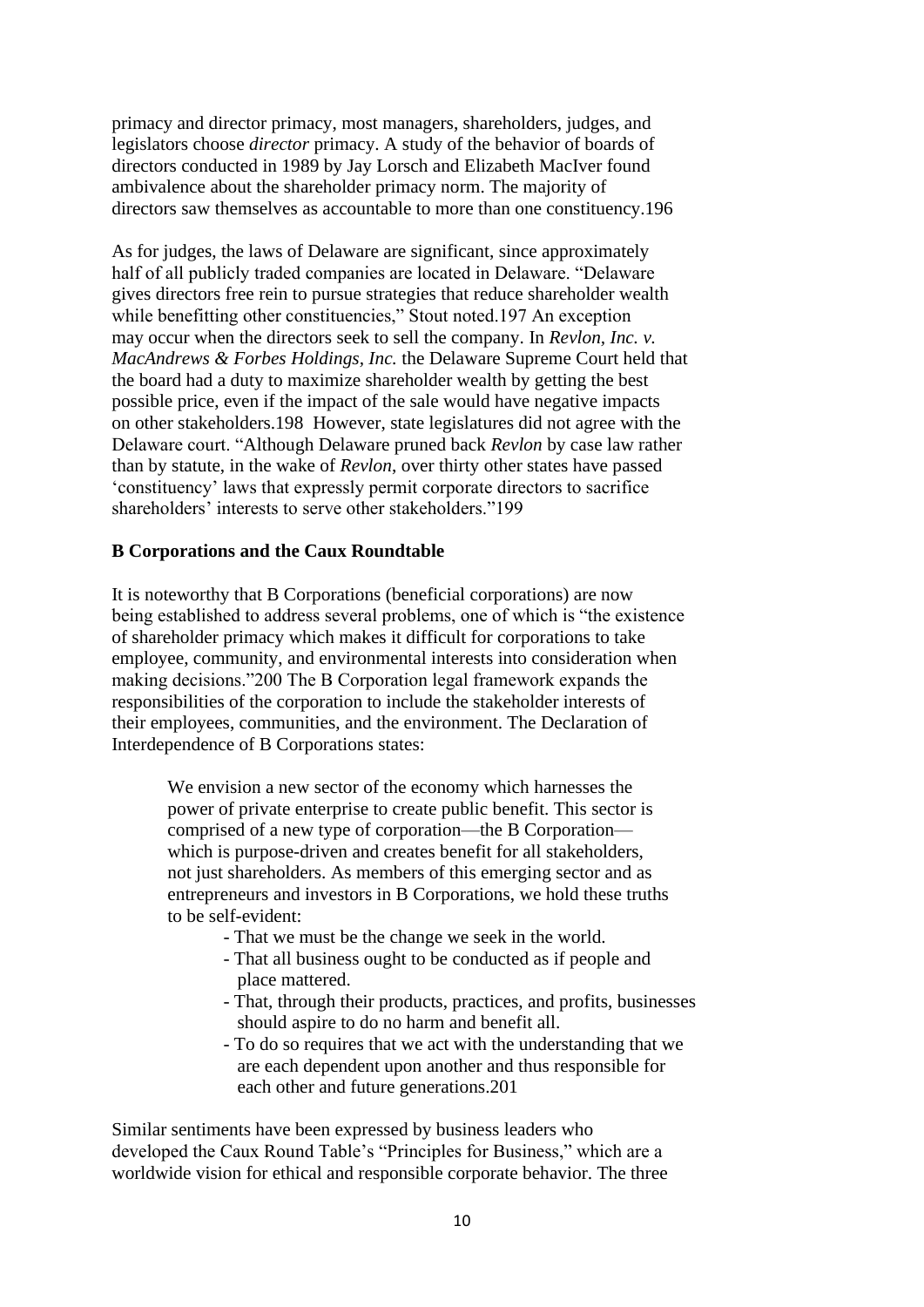primacy and director primacy, most managers, shareholders, judges, and legislators choose *director* primacy. A study of the behavior of boards of directors conducted in 1989 by Jay Lorsch and Elizabeth MacIver found ambivalence about the shareholder primacy norm. The majority of directors saw themselves as accountable to more than one constituency.196

As for judges, the laws of Delaware are significant, since approximately half of all publicly traded companies are located in Delaware. "Delaware gives directors free rein to pursue strategies that reduce shareholder wealth while benefitting other constituencies," Stout noted.197 An exception may occur when the directors seek to sell the company. In *Revlon, Inc. v. MacAndrews & Forbes Holdings, Inc.* the Delaware Supreme Court held that the board had a duty to maximize shareholder wealth by getting the best possible price, even if the impact of the sale would have negative impacts on other stakeholders.198 However, state legislatures did not agree with the Delaware court. "Although Delaware pruned back *Revlon* by case law rather than by statute, in the wake of *Revlon*, over thirty other states have passed 'constituency' laws that expressly permit corporate directors to sacrifice shareholders' interests to serve other stakeholders."199

**B Corporations and the Caux Roundtable**

It is noteworthy that B Corporations (beneficial corporations) are now being established to address several problems, one of which is "the existence of shareholder primacy which makes it difficult for corporations to take employee, community, and environmental interests into consideration when making decisions."200 The B Corporation legal framework expands the responsibilities of the corporation to include the stakeholder interests of their employees, communities, and the environment. The Declaration of Interdependence of B Corporations states:

> We envision a new sector of the economy which harnesses the power of private enterprise to create public benefit. This sector is comprised of a new type of corporation—the B Corporation—which is purpose-driven and creates benefit for all stakeholders, not just shareholders. As members of this emerging sector and as entrepreneurs and investors in B Corporations, we hold these truths to be self-evident:
>
> - That we must be the change we seek in the world.
> - That all business ought to be conducted as if people and place mattered.
> - That, through their products, practices, and profits, businesses should aspire to do no harm and benefit all.
> - To do so requires that we act with the understanding that we are each dependent upon another and thus responsible for each other and future generations.201

Similar sentiments have been expressed by business leaders who developed the Caux Round Table's "Principles for Business," which are a worldwide vision for ethical and responsible corporate behavior. The three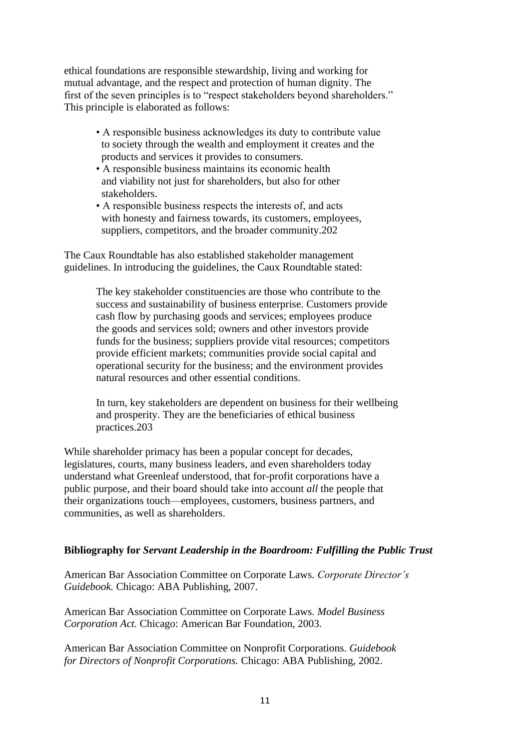ethical foundations are responsible stewardship, living and working for mutual advantage, and the respect and protection of human dignity. The first of the seven principles is to "respect stakeholders beyond shareholders." This principle is elaborated as follows:

- A responsible business acknowledges its duty to contribute value to society through the wealth and employment it creates and the products and services it provides to consumers.
- A responsible business maintains its economic health and viability not just for shareholders, but also for other stakeholders.
- A responsible business respects the interests of, and acts with honesty and fairness towards, its customers, employees, suppliers, competitors, and the broader community.202

The Caux Roundtable has also established stakeholder management guidelines. In introducing the guidelines, the Caux Roundtable stated:

> The key stakeholder constituencies are those who contribute to the success and sustainability of business enterprise. Customers provide cash flow by purchasing goods and services; employees produce the goods and services sold; owners and other investors provide funds for the business; suppliers provide vital resources; competitors provide efficient markets; communities provide social capital and operational security for the business; and the environment provides natural resources and other essential conditions.
>
> In turn, key stakeholders are dependent on business for their wellbeing and prosperity. They are the beneficiaries of ethical business practices.203

While shareholder primacy has been a popular concept for decades, legislatures, courts, many business leaders, and even shareholders today understand what Greenleaf understood, that for-profit corporations have a public purpose, and their board should take into account *all* the people that their organizations touch—employees, customers, business partners, and communities, as well as shareholders.

**Bibliography for *Servant Leadership in the Boardroom: Fulfilling the Public Trust***

American Bar Association Committee on Corporate Laws. *Corporate Director's Guidebook.* Chicago: ABA Publishing, 2007.

American Bar Association Committee on Corporate Laws. *Model Business Corporation Act.* Chicago: American Bar Foundation, 2003.

American Bar Association Committee on Nonprofit Corporations. *Guidebook for Directors of Nonprofit Corporations.* Chicago: ABA Publishing, 2002.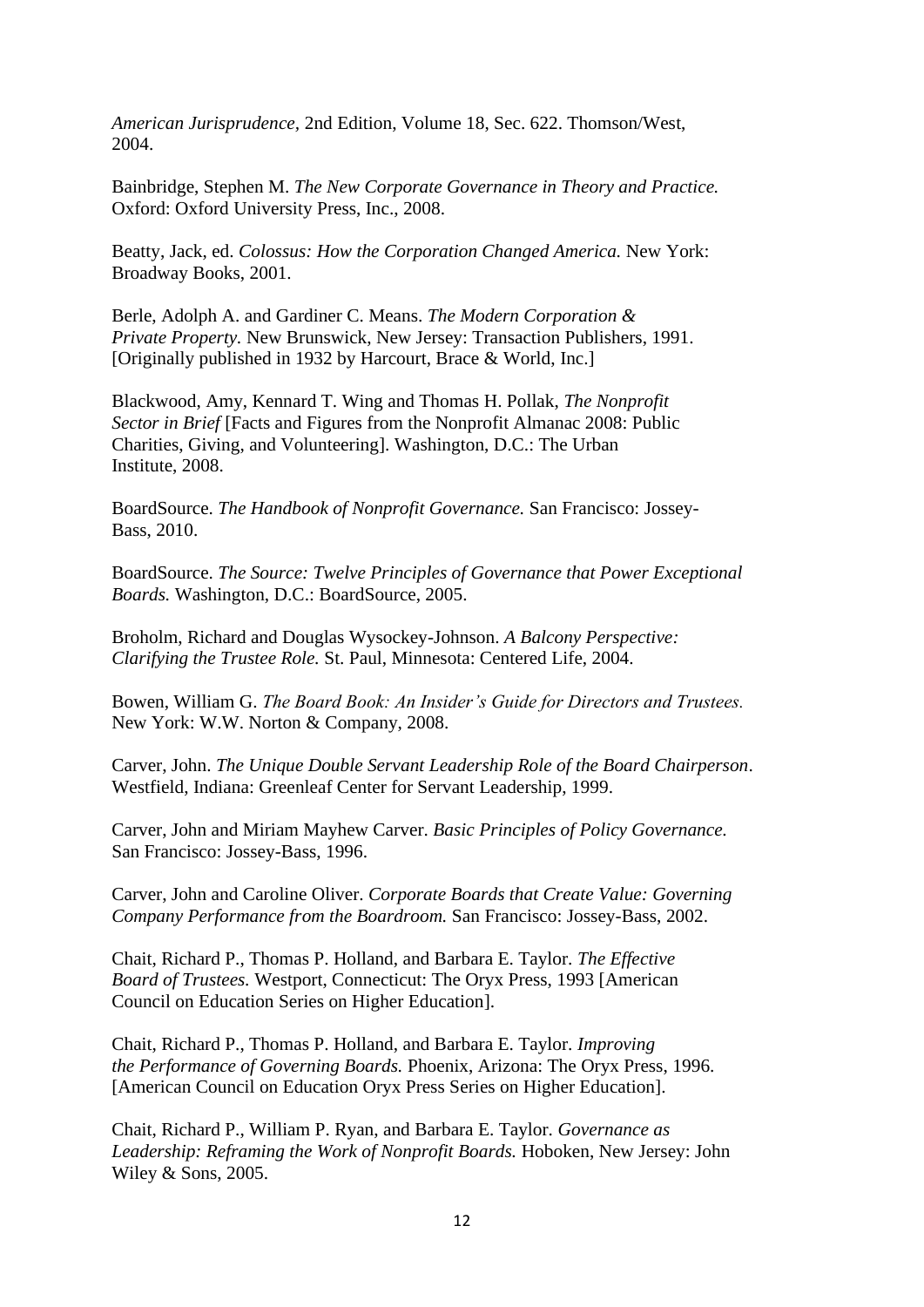*American Jurisprudence*, 2nd Edition, Volume 18, Sec. 622. Thomson/West, 2004.

Bainbridge, Stephen M. *The New Corporate Governance in Theory and Practice.* Oxford: Oxford University Press, Inc., 2008.

Beatty, Jack, ed. *Colossus: How the Corporation Changed America.* New York: Broadway Books, 2001.

Berle, Adolph A. and Gardiner C. Means. *The Modern Corporation & Private Property.* New Brunswick, New Jersey: Transaction Publishers, 1991. [Originally published in 1932 by Harcourt, Brace & World, Inc.]

Blackwood, Amy, Kennard T. Wing and Thomas H. Pollak, *The Nonprofit Sector in Brief* [Facts and Figures from the Nonprofit Almanac 2008: Public Charities, Giving, and Volunteering]. Washington, D.C.: The Urban Institute, 2008.

BoardSource. *The Handbook of Nonprofit Governance.* San Francisco: Jossey-Bass, 2010.

BoardSource. *The Source: Twelve Principles of Governance that Power Exceptional Boards.* Washington, D.C.: BoardSource, 2005.

Broholm, Richard and Douglas Wysockey-Johnson. *A Balcony Perspective: Clarifying the Trustee Role.* St. Paul, Minnesota: Centered Life, 2004.

Bowen, William G. *The Board Book: An Insider's Guide for Directors and Trustees.* New York: W.W. Norton & Company, 2008.

Carver, John. *The Unique Double Servant Leadership Role of the Board Chairperson*. Westfield, Indiana: Greenleaf Center for Servant Leadership, 1999.

Carver, John and Miriam Mayhew Carver. *Basic Principles of Policy Governance.* San Francisco: Jossey-Bass, 1996.

Carver, John and Caroline Oliver. *Corporate Boards that Create Value: Governing Company Performance from the Boardroom.* San Francisco: Jossey-Bass, 2002.

Chait, Richard P., Thomas P. Holland, and Barbara E. Taylor. *The Effective Board of Trustees.* Westport, Connecticut: The Oryx Press, 1993 [American Council on Education Series on Higher Education].

Chait, Richard P., Thomas P. Holland, and Barbara E. Taylor. *Improving the Performance of Governing Boards.* Phoenix, Arizona: The Oryx Press, 1996. [American Council on Education Oryx Press Series on Higher Education].

Chait, Richard P., William P. Ryan, and Barbara E. Taylor. *Governance as Leadership: Reframing the Work of Nonprofit Boards.* Hoboken, New Jersey: John Wiley & Sons, 2005.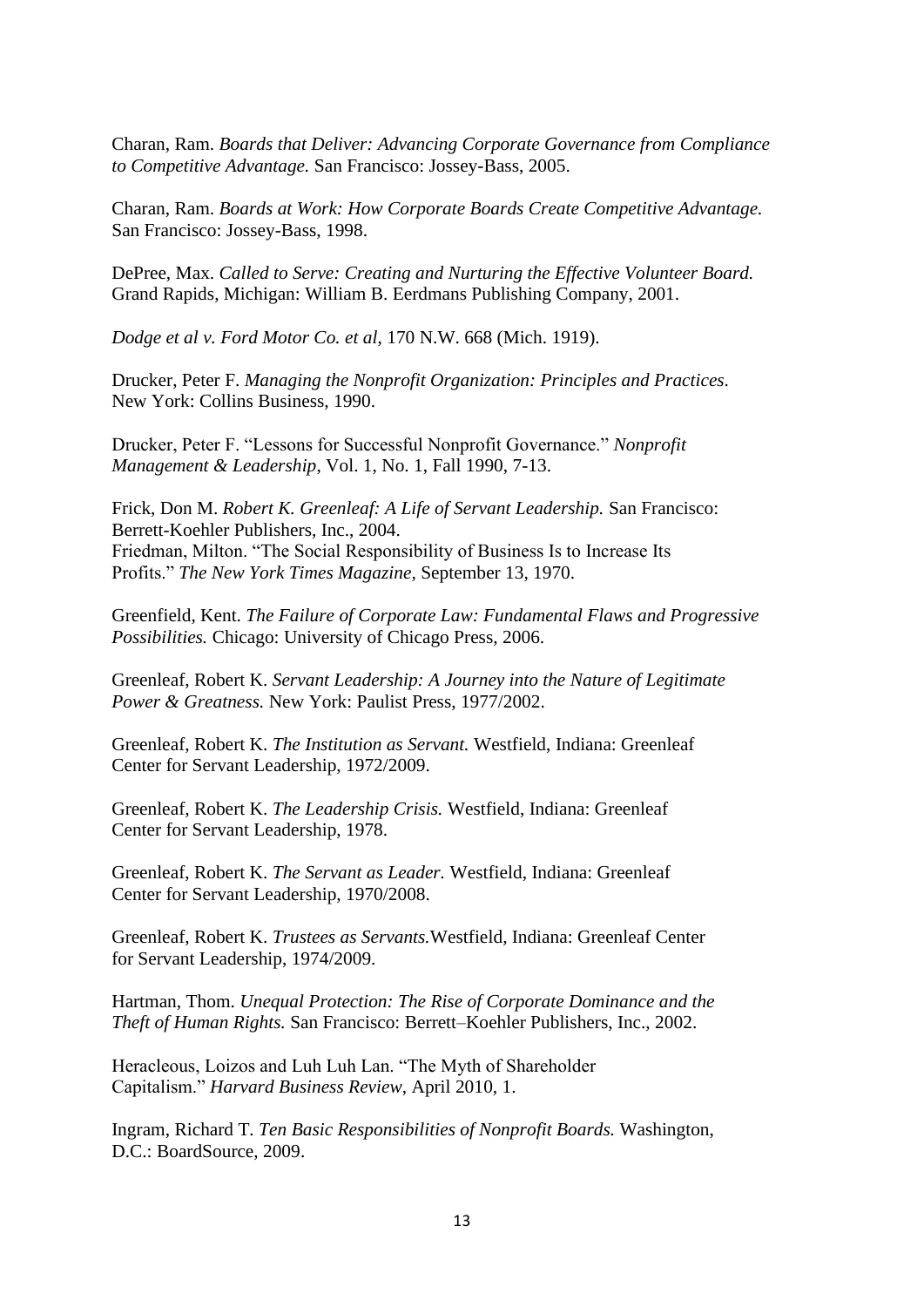Charan, Ram. *Boards that Deliver: Advancing Corporate Governance from Compliance to Competitive Advantage.* San Francisco: Jossey-Bass, 2005.

Charan, Ram. *Boards at Work: How Corporate Boards Create Competitive Advantage.* San Francisco: Jossey-Bass, 1998.

DePree, Max. *Called to Serve: Creating and Nurturing the Effective Volunteer Board.* Grand Rapids, Michigan: William B. Eerdmans Publishing Company, 2001.

*Dodge et al v. Ford Motor Co. et al*, 170 N.W. 668 (Mich. 1919).

Drucker, Peter F. *Managing the Nonprofit Organization: Principles and Practices.* New York: Collins Business, 1990.

Drucker, Peter F. "Lessons for Successful Nonprofit Governance." *Nonprofit Management & Leadership*, Vol. 1, No. 1, Fall 1990, 7-13.

Frick, Don M. *Robert K. Greenleaf: A Life of Servant Leadership.* San Francisco: Berrett-Koehler Publishers, Inc., 2004.
Friedman, Milton. "The Social Responsibility of Business Is to Increase Its Profits." *The New York Times Magazine*, September 13, 1970.

Greenfield, Kent. *The Failure of Corporate Law: Fundamental Flaws and Progressive Possibilities.* Chicago: University of Chicago Press, 2006.

Greenleaf, Robert K. *Servant Leadership: A Journey into the Nature of Legitimate Power & Greatness.* New York: Paulist Press, 1977/2002.

Greenleaf, Robert K. *The Institution as Servant.* Westfield, Indiana: Greenleaf Center for Servant Leadership, 1972/2009.

Greenleaf, Robert K. *The Leadership Crisis.* Westfield, Indiana: Greenleaf Center for Servant Leadership, 1978.

Greenleaf, Robert K. *The Servant as Leader.* Westfield, Indiana: Greenleaf Center for Servant Leadership, 1970/2008.

Greenleaf, Robert K. *Trustees as Servants.*Westfield, Indiana: Greenleaf Center for Servant Leadership, 1974/2009.

Hartman, Thom. *Unequal Protection: The Rise of Corporate Dominance and the Theft of Human Rights.* San Francisco: Berrett–Koehler Publishers, Inc., 2002.

Heracleous, Loizos and Luh Luh Lan. "The Myth of Shareholder Capitalism." *Harvard Business Review*, April 2010, 1.

Ingram, Richard T. *Ten Basic Responsibilities of Nonprofit Boards.* Washington, D.C.: BoardSource, 2009.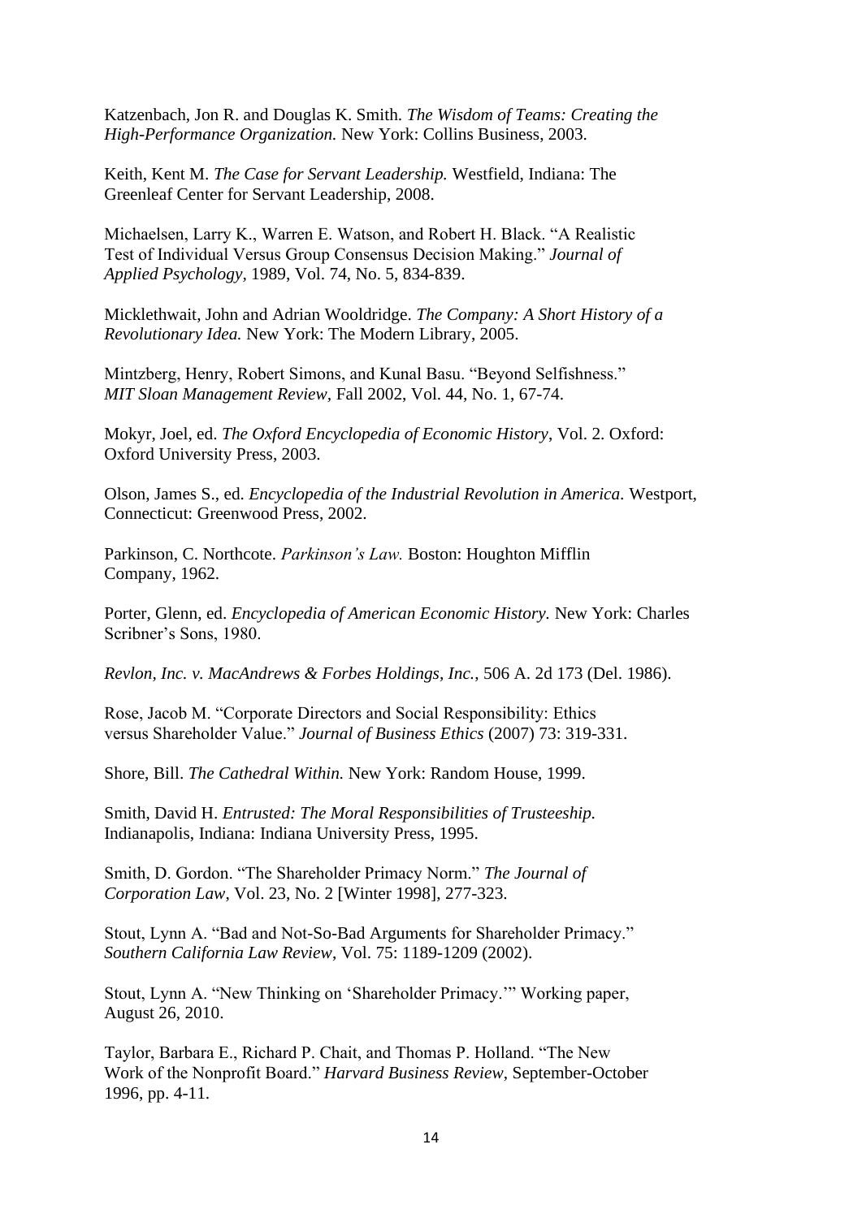Katzenbach, Jon R. and Douglas K. Smith. *The Wisdom of Teams: Creating the High-Performance Organization.* New York: Collins Business, 2003.

Keith, Kent M. *The Case for Servant Leadership.* Westfield, Indiana: The Greenleaf Center for Servant Leadership, 2008.

Michaelsen, Larry K., Warren E. Watson, and Robert H. Black. "A Realistic Test of Individual Versus Group Consensus Decision Making." *Journal of Applied Psychology*, 1989, Vol. 74, No. 5, 834-839.

Micklethwait, John and Adrian Wooldridge. *The Company: A Short History of a Revolutionary Idea.* New York: The Modern Library, 2005.

Mintzberg, Henry, Robert Simons, and Kunal Basu. "Beyond Selfishness." *MIT Sloan Management Review,* Fall 2002, Vol. 44, No. 1, 67-74.

Mokyr, Joel, ed. *The Oxford Encyclopedia of Economic History*, Vol. 2. Oxford: Oxford University Press, 2003.

Olson, James S., ed. *Encyclopedia of the Industrial Revolution in America*. Westport, Connecticut: Greenwood Press, 2002.

Parkinson, C. Northcote. *Parkinson's Law.* Boston: Houghton Mifflin Company, 1962.

Porter, Glenn, ed. *Encyclopedia of American Economic History.* New York: Charles Scribner's Sons, 1980.

*Revlon, Inc. v. MacAndrews & Forbes Holdings, Inc.*, 506 A. 2d 173 (Del. 1986).

Rose, Jacob M. "Corporate Directors and Social Responsibility: Ethics versus Shareholder Value." *Journal of Business Ethics* (2007) 73: 319-331.

Shore, Bill. *The Cathedral Within.* New York: Random House, 1999.

Smith, David H. *Entrusted: The Moral Responsibilities of Trusteeship.* Indianapolis, Indiana: Indiana University Press, 1995.

Smith, D. Gordon. "The Shareholder Primacy Norm." *The Journal of Corporation Law*, Vol. 23, No. 2 [Winter 1998], 277-323.

Stout, Lynn A. "Bad and Not-So-Bad Arguments for Shareholder Primacy." *Southern California Law Review*, Vol. 75: 1189-1209 (2002).

Stout, Lynn A. "New Thinking on 'Shareholder Primacy.'" Working paper, August 26, 2010.

Taylor, Barbara E., Richard P. Chait, and Thomas P. Holland. "The New Work of the Nonprofit Board." *Harvard Business Review*, September-October 1996, pp. 4-11.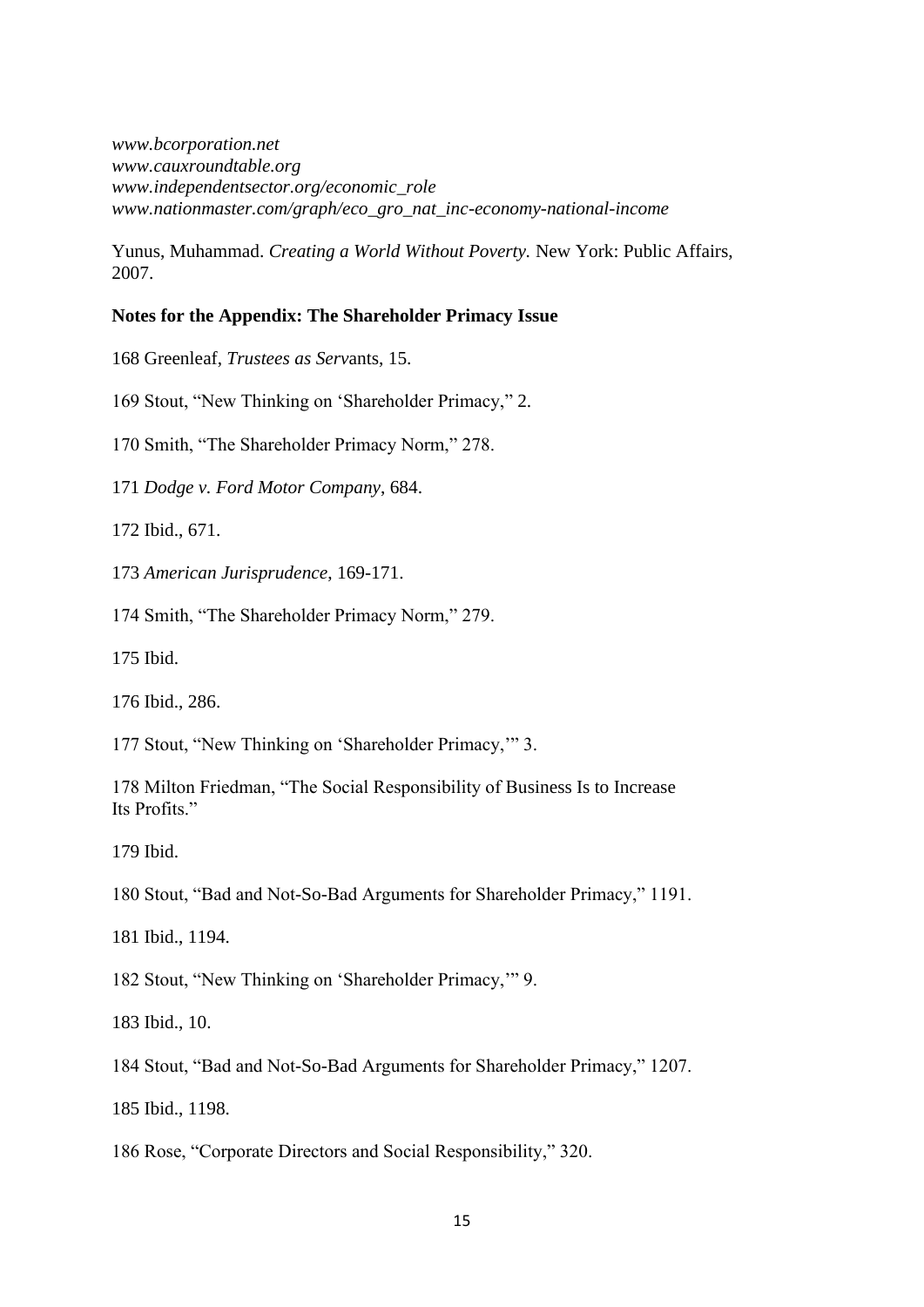*www.bcorporation.net*
*www.cauxroundtable.org*
*www.independentsector.org/economic_role*
*www.nationmaster.com/graph/eco_gro_nat_inc-economy-national-income*

Yunus, Muhammad. *Creating a World Without Poverty.* New York: Public Affairs, 2007.

**Notes for the Appendix: The Shareholder Primacy Issue**

168 Greenleaf, *Trustees as Serv*ants, 15.

169 Stout, "New Thinking on 'Shareholder Primacy," 2.

170 Smith, "The Shareholder Primacy Norm," 278.

171 *Dodge v. Ford Motor Company*, 684.

172 Ibid., 671.

173 *American Jurisprudence,* 169-171.

174 Smith, "The Shareholder Primacy Norm," 279.

175 Ibid.

176 Ibid., 286.

177 Stout, "New Thinking on 'Shareholder Primacy,'" 3.

178 Milton Friedman, "The Social Responsibility of Business Is to Increase Its Profits."

179 Ibid.

180 Stout, "Bad and Not-So-Bad Arguments for Shareholder Primacy," 1191.

181 Ibid., 1194.

182 Stout, "New Thinking on 'Shareholder Primacy,'" 9.

183 Ibid., 10.

184 Stout, "Bad and Not-So-Bad Arguments for Shareholder Primacy," 1207.

185 Ibid., 1198.

186 Rose, "Corporate Directors and Social Responsibility," 320.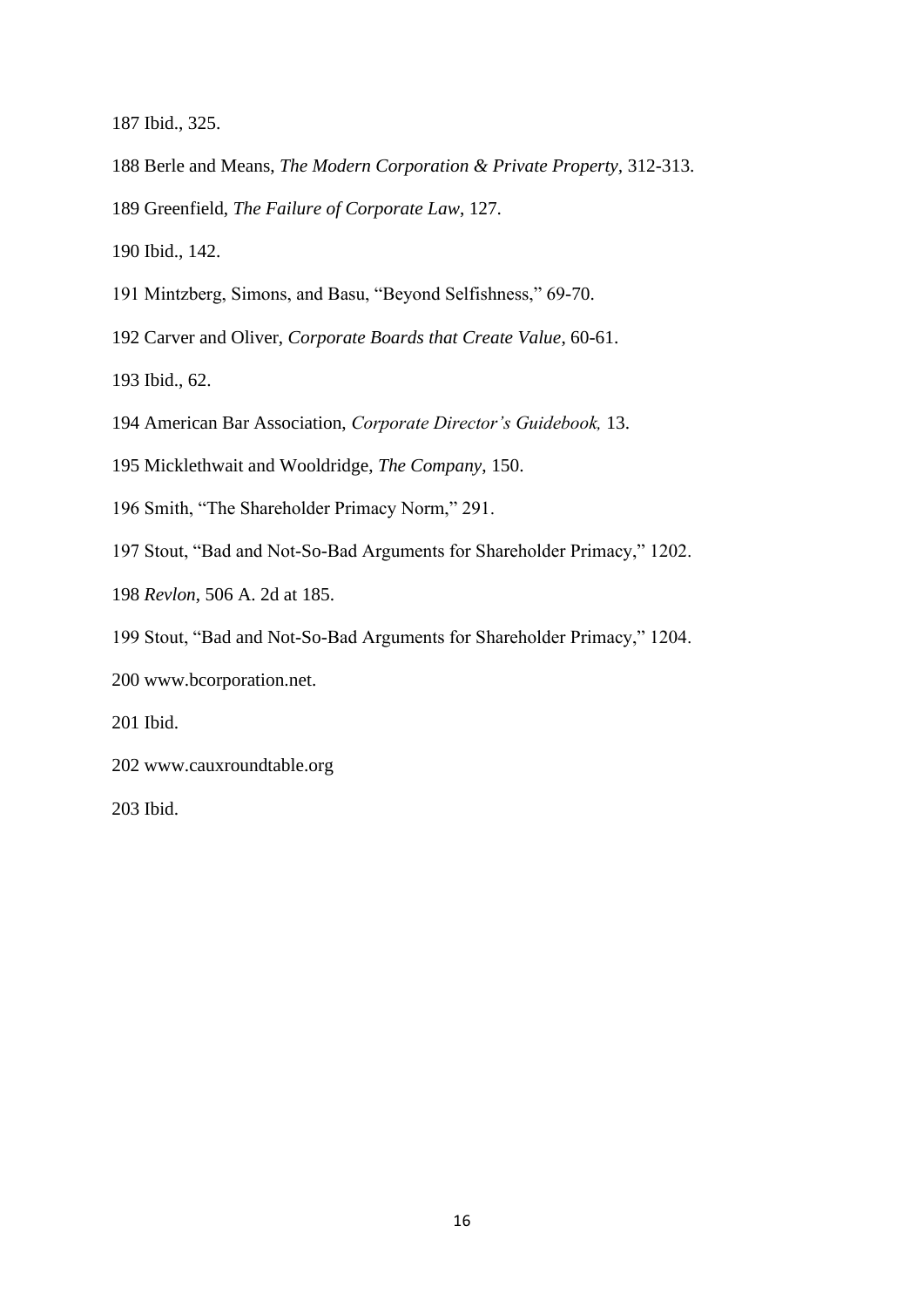187 Ibid., 325.

188 Berle and Means, *The Modern Corporation & Private Property*, 312-313.

189 Greenfield, *The Failure of Corporate Law*, 127.

190 Ibid., 142.

191 Mintzberg, Simons, and Basu, "Beyond Selfishness," 69-70.

192 Carver and Oliver, *Corporate Boards that Create Value*, 60-61.

193 Ibid., 62.

194 American Bar Association, *Corporate Director's Guidebook,* 13.

195 Micklethwait and Wooldridge, *The Company*, 150.

196 Smith, "The Shareholder Primacy Norm," 291.

197 Stout, "Bad and Not-So-Bad Arguments for Shareholder Primacy," 1202.

198 *Revlon*, 506 A. 2d at 185.

199 Stout, "Bad and Not-So-Bad Arguments for Shareholder Primacy," 1204.

200 www.bcorporation.net.

201 Ibid.

202 www.cauxroundtable.org

203 Ibid.